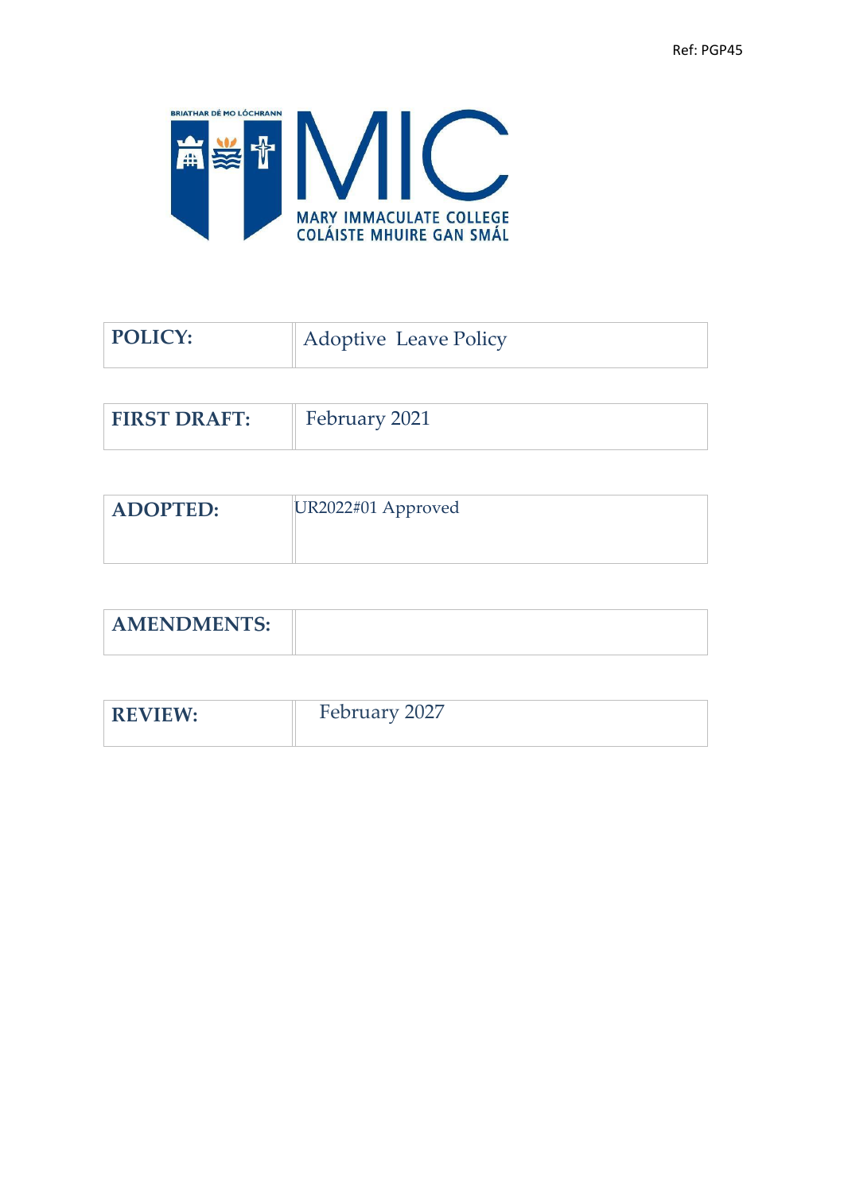Ref: PGP45

MARY IMMACULATE COLLEGE
COLÁISTE MHUIRE GAN SMÁL

| POLICY: | Adoptive Leave Policy |
|---|---|

| FIRST DRAFT: | February 2021 |
|---|---|

| ADOPTED: | UR2022#01 Approved |
|---|---|

| AMENDMENTS: | |
|---|---|

| REVIEW: | February 2027 |
|---|---|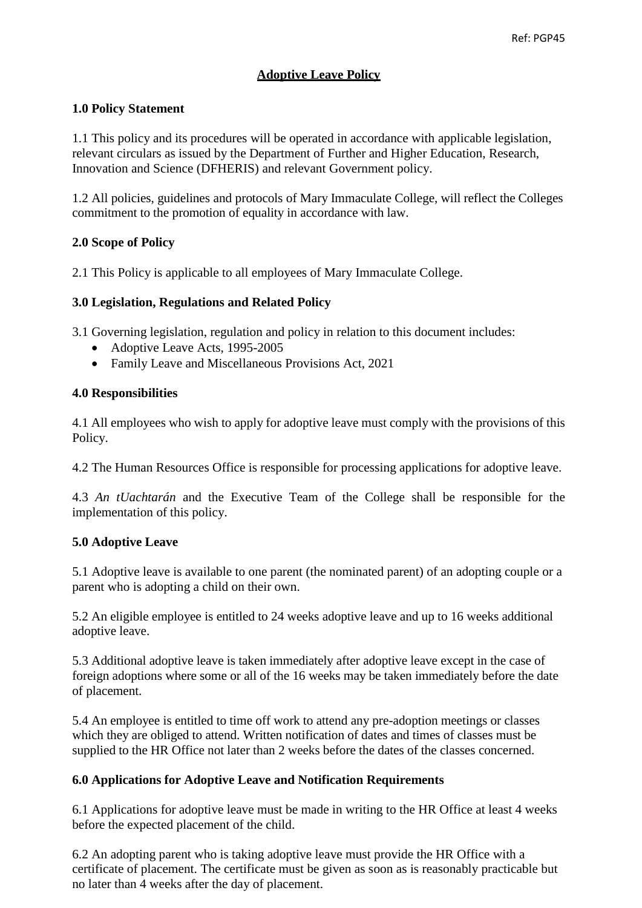# Adoptive Leave Policy

## 1.0 Policy Statement

1.1 This policy and its procedures will be operated in accordance with applicable legislation, relevant circulars as issued by the Department of Further and Higher Education, Research, Innovation and Science (DFHERIS) and relevant Government policy.

1.2 All policies, guidelines and protocols of Mary Immaculate College, will reflect the Colleges commitment to the promotion of equality in accordance with law.

## 2.0 Scope of Policy

2.1 This Policy is applicable to all employees of Mary Immaculate College.

## 3.0 Legislation, Regulations and Related Policy

3.1 Governing legislation, regulation and policy in relation to this document includes:

- Adoptive Leave Acts, 1995-2005
- Family Leave and Miscellaneous Provisions Act, 2021

## 4.0 Responsibilities

4.1 All employees who wish to apply for adoptive leave must comply with the provisions of this Policy.

4.2 The Human Resources Office is responsible for processing applications for adoptive leave.

4.3 *An tUachtarán* and the Executive Team of the College shall be responsible for the implementation of this policy.

## 5.0 Adoptive Leave

5.1 Adoptive leave is available to one parent (the nominated parent) of an adopting couple or a parent who is adopting a child on their own.

5.2 An eligible employee is entitled to 24 weeks adoptive leave and up to 16 weeks additional adoptive leave.

5.3 Additional adoptive leave is taken immediately after adoptive leave except in the case of foreign adoptions where some or all of the 16 weeks may be taken immediately before the date of placement.

5.4 An employee is entitled to time off work to attend any pre-adoption meetings or classes which they are obliged to attend. Written notification of dates and times of classes must be supplied to the HR Office not later than 2 weeks before the dates of the classes concerned.

## 6.0 Applications for Adoptive Leave and Notification Requirements

6.1 Applications for adoptive leave must be made in writing to the HR Office at least 4 weeks before the expected placement of the child.

6.2 An adopting parent who is taking adoptive leave must provide the HR Office with a certificate of placement. The certificate must be given as soon as is reasonably practicable but no later than 4 weeks after the day of placement.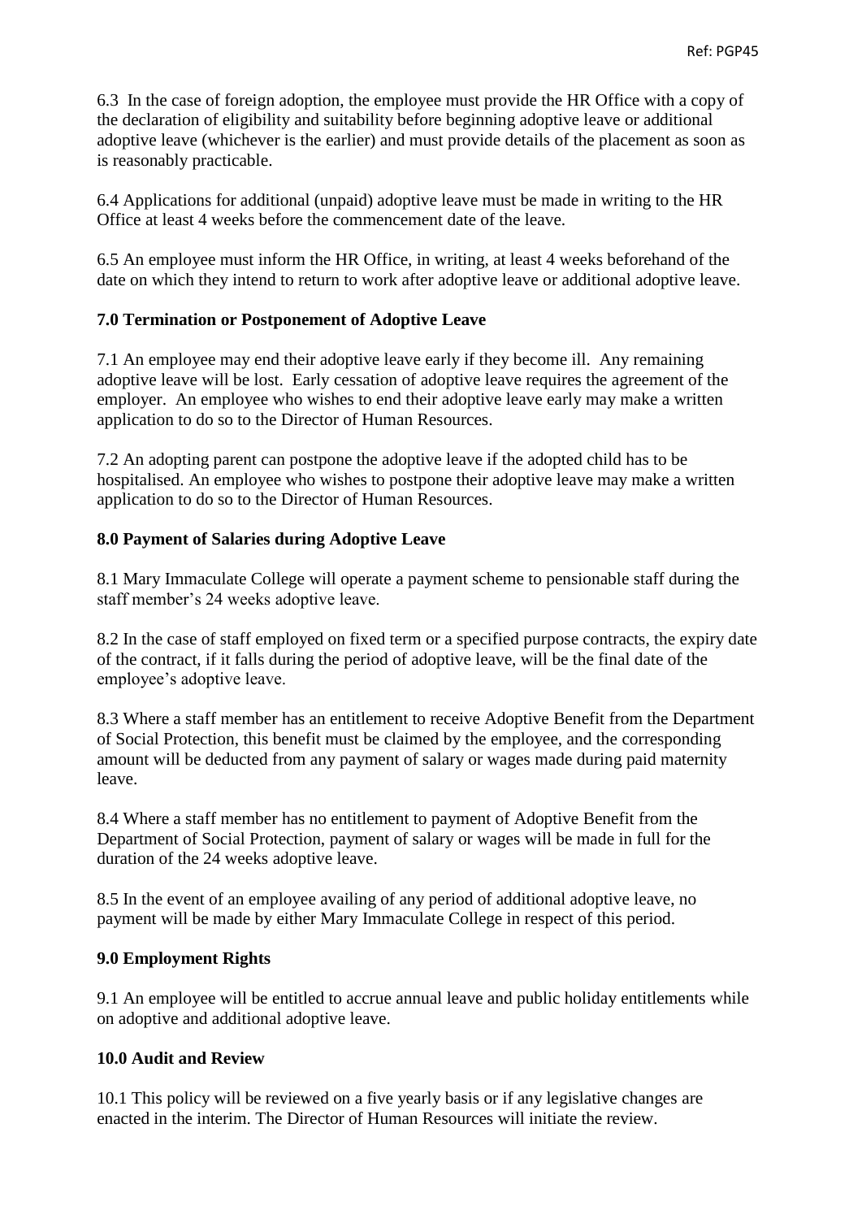6.3 In the case of foreign adoption, the employee must provide the HR Office with a copy of the declaration of eligibility and suitability before beginning adoptive leave or additional adoptive leave (whichever is the earlier) and must provide details of the placement as soon as is reasonably practicable.

6.4 Applications for additional (unpaid) adoptive leave must be made in writing to the HR Office at least 4 weeks before the commencement date of the leave.

6.5 An employee must inform the HR Office, in writing, at least 4 weeks beforehand of the date on which they intend to return to work after adoptive leave or additional adoptive leave.

**7.0 Termination or Postponement of Adoptive Leave**

7.1 An employee may end their adoptive leave early if they become ill. Any remaining adoptive leave will be lost. Early cessation of adoptive leave requires the agreement of the employer. An employee who wishes to end their adoptive leave early may make a written application to do so to the Director of Human Resources.

7.2 An adopting parent can postpone the adoptive leave if the adopted child has to be hospitalised. An employee who wishes to postpone their adoptive leave may make a written application to do so to the Director of Human Resources.

**8.0 Payment of Salaries during Adoptive Leave**

8.1 Mary Immaculate College will operate a payment scheme to pensionable staff during the staff member's 24 weeks adoptive leave.

8.2 In the case of staff employed on fixed term or a specified purpose contracts, the expiry date of the contract, if it falls during the period of adoptive leave, will be the final date of the employee's adoptive leave.

8.3 Where a staff member has an entitlement to receive Adoptive Benefit from the Department of Social Protection, this benefit must be claimed by the employee, and the corresponding amount will be deducted from any payment of salary or wages made during paid maternity leave.

8.4 Where a staff member has no entitlement to payment of Adoptive Benefit from the Department of Social Protection, payment of salary or wages will be made in full for the duration of the 24 weeks adoptive leave.

8.5 In the event of an employee availing of any period of additional adoptive leave, no payment will be made by either Mary Immaculate College in respect of this period.

**9.0 Employment Rights**

9.1 An employee will be entitled to accrue annual leave and public holiday entitlements while on adoptive and additional adoptive leave.

**10.0 Audit and Review**

10.1 This policy will be reviewed on a five yearly basis or if any legislative changes are enacted in the interim. The Director of Human Resources will initiate the review.